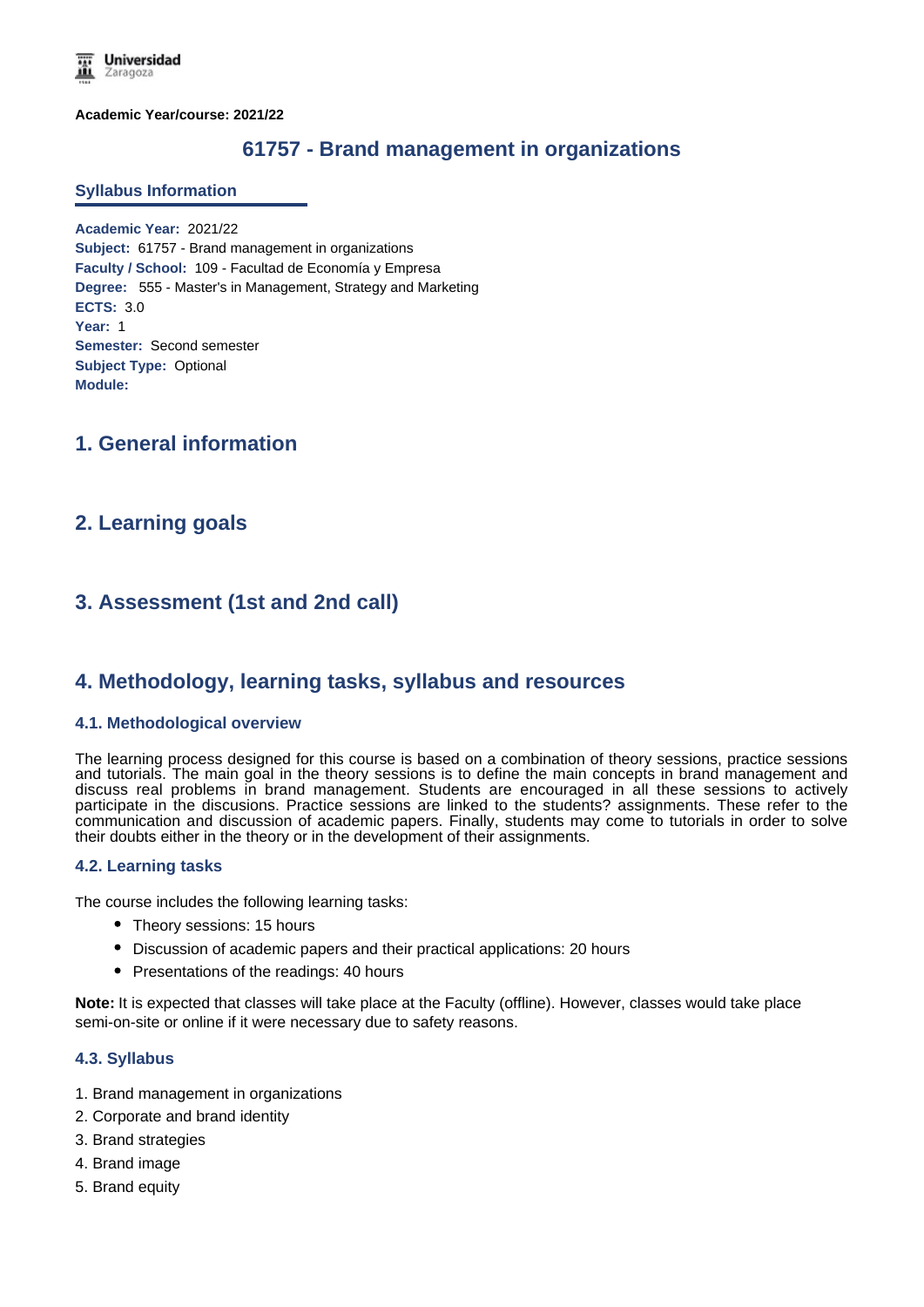**Academic Year/course: 2021/22**

# 61757 - Brand management in organizations

## Syllabus Information

**Academic Year:** 2021/22
**Subject:** 61757 - Brand management in organizations
**Faculty / School:** 109 - Facultad de Economía y Empresa
**Degree:** 555 - Master's in Management, Strategy and Marketing
**ECTS:** 3.0
**Year:** 1
**Semester:** Second semester
**Subject Type:** Optional
**Module:**

## 1. General information

## 2. Learning goals

## 3. Assessment (1st and 2nd call)

## 4. Methodology, learning tasks, syllabus and resources

### 4.1. Methodological overview

The learning process designed for this course is based on a combination of theory sessions, practice sessions and tutorials. The main goal in the theory sessions is to define the main concepts in brand management and discuss real problems in brand management. Students are encouraged in all these sessions to actively participate in the discusions. Practice sessions are linked to the students? assignments. These refer to the communication and discussion of academic papers. Finally, students may come to tutorials in order to solve their doubts either in the theory or in the development of their assignments.

### 4.2. Learning tasks

The course includes the following learning tasks:

- Theory sessions: 15 hours
- Discussion of academic papers and their practical applications: 20 hours
- Presentations of the readings: 40 hours

**Note:** It is expected that classes will take place at the Faculty (offline). However, classes would take place semi-on-site or online if it were necessary due to safety reasons.

### 4.3. Syllabus

1. Brand management in organizations
2. Corporate and brand identity
3. Brand strategies
4. Brand image
5. Brand equity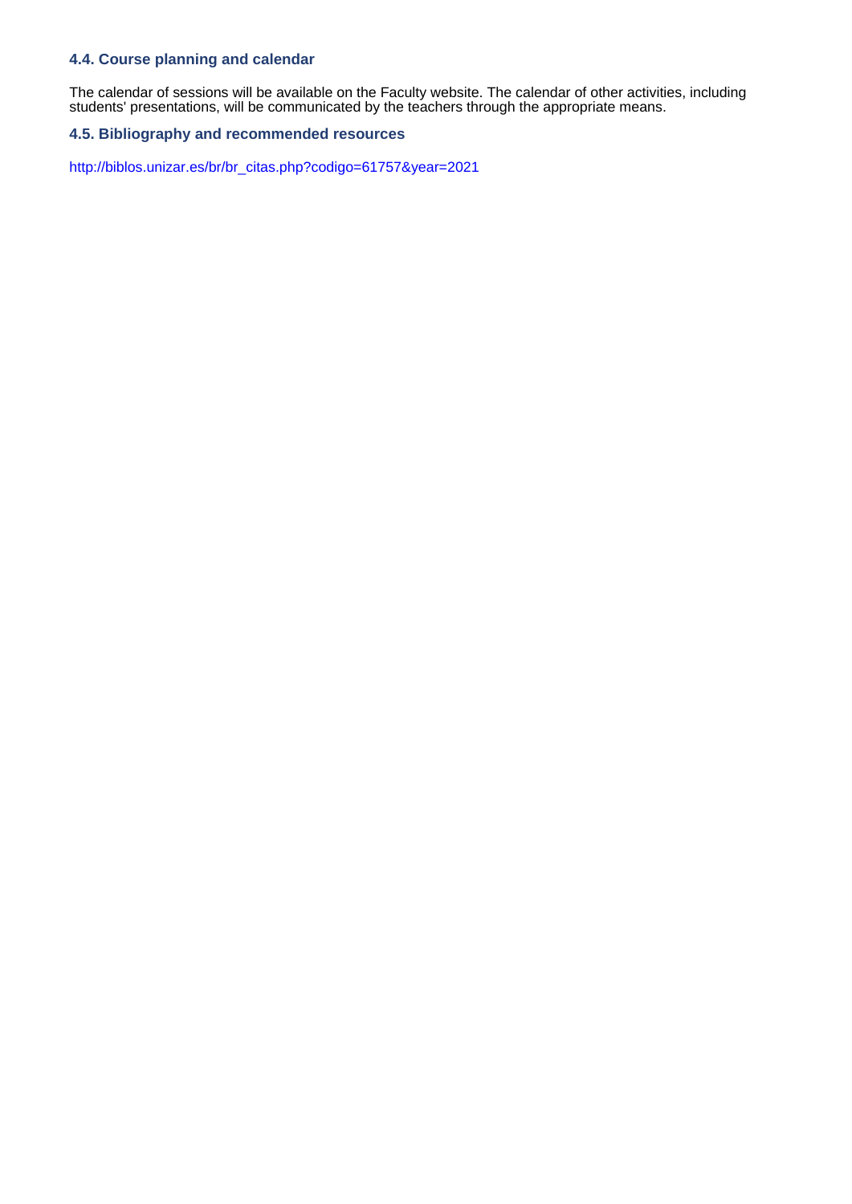### 4.4. Course planning and calendar

The calendar of sessions will be available on the Faculty website. The calendar of other activities, including students' presentations, will be communicated by the teachers through the appropriate means.

### 4.5. Bibliography and recommended resources

http://biblos.unizar.es/br/br_citas.php?codigo=61757&year=2021